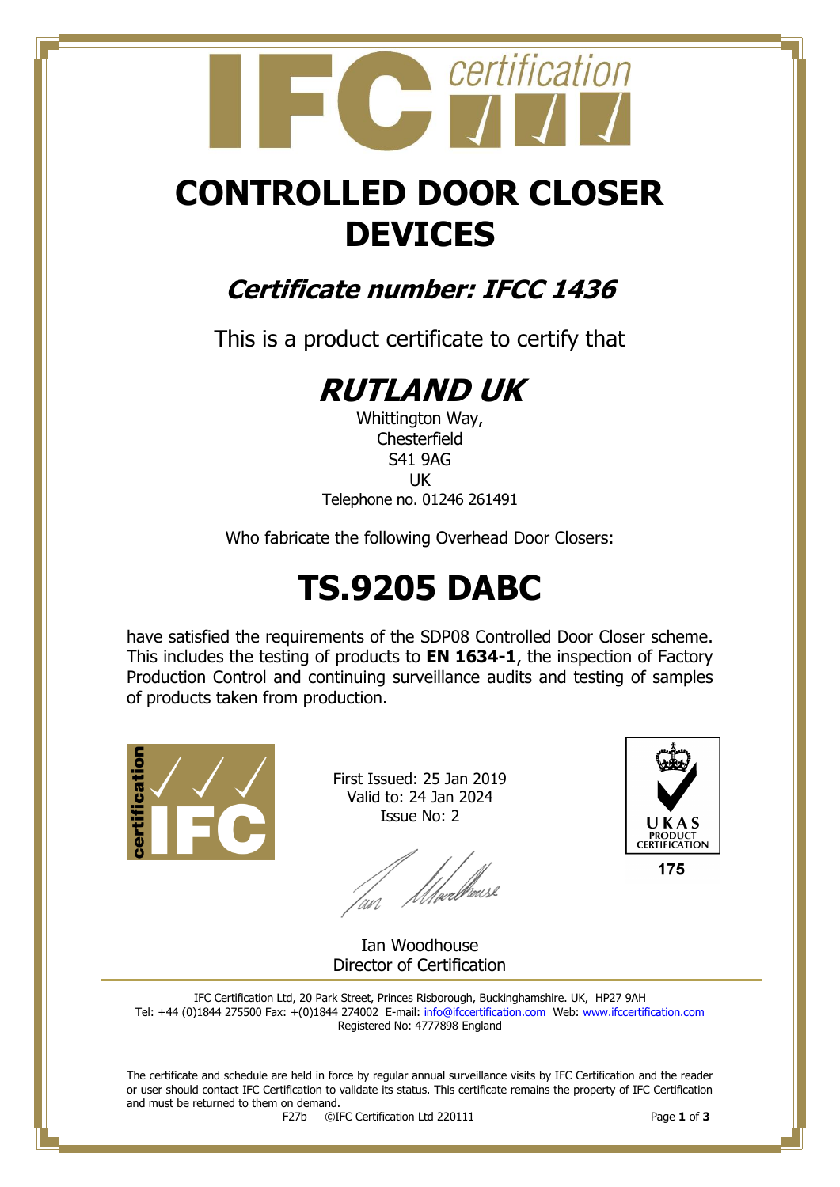# CONTROLLED DOOR CLOSER DEVICES

## *Certificate number: IFCC 1436*

This is a product certificate to certify that

# *RUTLAND UK*

Whittington Way,
Chesterfield
S41 9AG
UK
Telephone no. 01246 261491

Who fabricate the following Overhead Door Closers:

# TS.9205 DABC

have satisfied the requirements of the SDP08 Controlled Door Closer scheme. This includes the testing of products to **EN 1634-1**, the inspection of Factory Production Control and continuing surveillance audits and testing of samples of products taken from production.

First Issued: 25 Jan 2019
Valid to: 24 Jan 2024
Issue No: 2

UKAS PRODUCT CERTIFICATION
175

Ian Woodhouse
Director of Certification

IFC Certification Ltd, 20 Park Street, Princes Risborough, Buckinghamshire. UK, HP27 9AH
Tel: +44 (0)1844 275500 Fax: +(0)1844 274002 E-mail: info@ifccertification.com Web: www.ifccertification.com
Registered No: 4777898 England

The certificate and schedule are held in force by regular annual surveillance visits by IFC Certification and the reader or user should contact IFC Certification to validate its status. This certificate remains the property of IFC Certification and must be returned to them on demand.

F27b ©IFC Certification Ltd 220111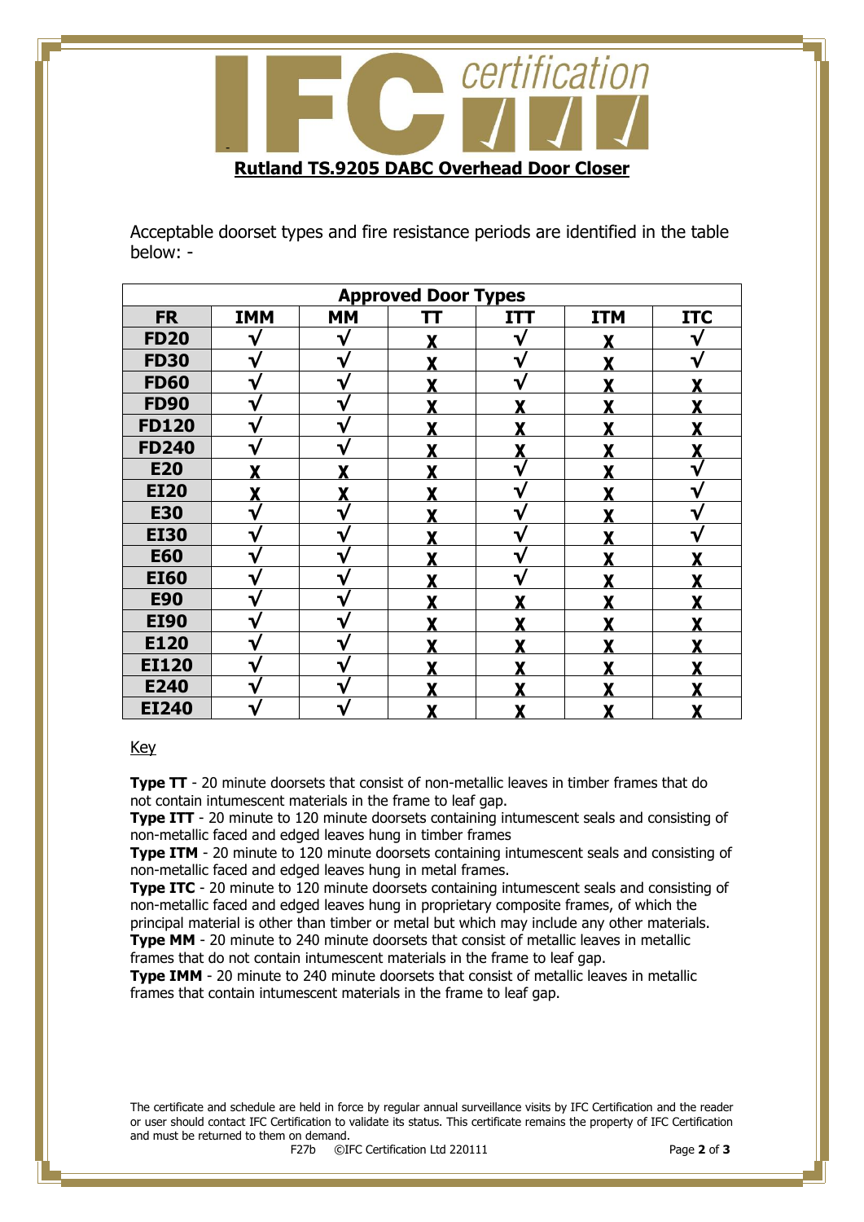**Rutland TS.9205 DABC Overhead Door Closer**

Acceptable doorset types and fire resistance periods are identified in the table below: -

| Approved Door Types | | | | | | |
|---|---|---|---|---|---|---|
| **FR** | **IMM** | **MM** | **TT** | **ITT** | **ITM** | **ITC** |
| **FD20** | √ | √ | X | √ | X | √ |
| **FD30** | √ | √ | X | √ | X | √ |
| **FD60** | √ | √ | X | √ | X | X |
| **FD90** | √ | √ | X | X | X | X |
| **FD120** | √ | √ | X | X | X | X |
| **FD240** | √ | √ | X | X | X | X |
| **E20** | X | X | X | √ | X | √ |
| **EI20** | X | X | X | √ | X | √ |
| **E30** | √ | √ | X | √ | X | √ |
| **EI30** | √ | √ | X | √ | X | √ |
| **E60** | √ | √ | X | √ | X | X |
| **EI60** | √ | √ | X | √ | X | X |
| **E90** | √ | √ | X | X | X | X |
| **EI90** | √ | √ | X | X | X | X |
| **E120** | √ | √ | X | X | X | X |
| **EI120** | √ | √ | X | X | X | X |
| **E240** | √ | √ | X | X | X | X |
| **EI240** | √ | √ | X | X | X | X |

Key

**Type TT** - 20 minute doorsets that consist of non-metallic leaves in timber frames that do not contain intumescent materials in the frame to leaf gap.
**Type ITT** - 20 minute to 120 minute doorsets containing intumescent seals and consisting of non-metallic faced and edged leaves hung in timber frames
**Type ITM** - 20 minute to 120 minute doorsets containing intumescent seals and consisting of non-metallic faced and edged leaves hung in metal frames.
**Type ITC** - 20 minute to 120 minute doorsets containing intumescent seals and consisting of non-metallic faced and edged leaves hung in proprietary composite frames, of which the principal material is other than timber or metal but which may include any other materials.
**Type MM** - 20 minute to 240 minute doorsets that consist of metallic leaves in metallic frames that do not contain intumescent materials in the frame to leaf gap.
**Type IMM** - 20 minute to 240 minute doorsets that consist of metallic leaves in metallic frames that contain intumescent materials in the frame to leaf gap.

The certificate and schedule are held in force by regular annual surveillance visits by IFC Certification and the reader or user should contact IFC Certification to validate its status. This certificate remains the property of IFC Certification and must be returned to them on demand.

F27b ©IFC Certification Ltd 220111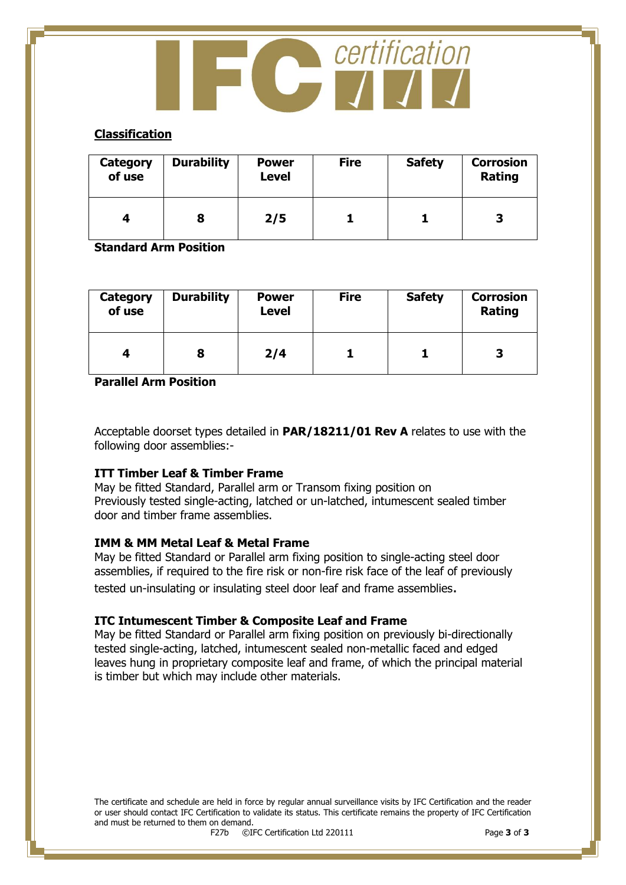## Classification

| Category of use | Durability | Power Level | Fire | Safety | Corrosion Rating |
|---|---|---|---|---|---|
| 4 | 8 | 2/5 | 1 | 1 | 3 |

**Standard Arm Position**

| Category of use | Durability | Power Level | Fire | Safety | Corrosion Rating |
|---|---|---|---|---|---|
| 4 | 8 | 2/4 | 1 | 1 | 3 |

**Parallel Arm Position**

Acceptable doorset types detailed in **PAR/18211/01 Rev A** relates to use with the following door assemblies:-

### ITT Timber Leaf & Timber Frame

May be fitted Standard, Parallel arm or Transom fixing position on Previously tested single-acting, latched or un-latched, intumescent sealed timber door and timber frame assemblies.

### IMM & MM Metal Leaf & Metal Frame

May be fitted Standard or Parallel arm fixing position to single-acting steel door assemblies, if required to the fire risk or non-fire risk face of the leaf of previously tested un-insulating or insulating steel door leaf and frame assemblies.

### ITC Intumescent Timber & Composite Leaf and Frame

May be fitted Standard or Parallel arm fixing position on previously bi-directionally tested single-acting, latched, intumescent sealed non-metallic faced and edged leaves hung in proprietary composite leaf and frame, of which the principal material is timber but which may include other materials.

The certificate and schedule are held in force by regular annual surveillance visits by IFC Certification and the reader or user should contact IFC Certification to validate its status. This certificate remains the property of IFC Certification and must be returned to them on demand.

F27b ©IFC Certification Ltd 220111